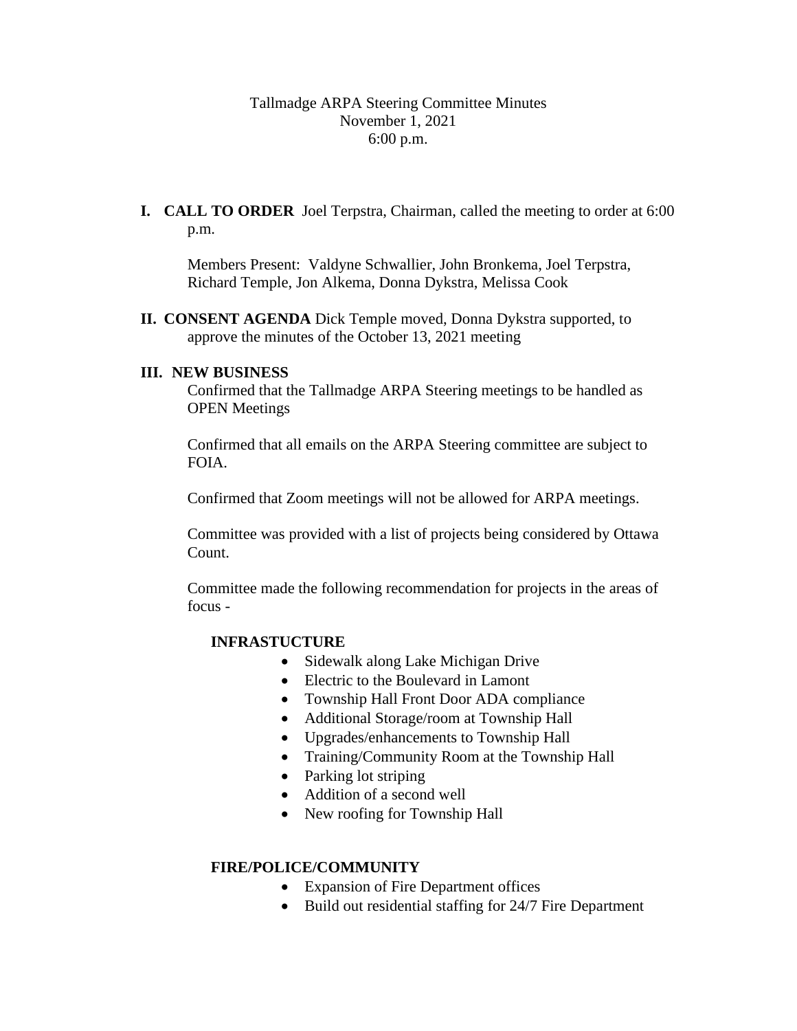Tallmadge ARPA Steering Committee Minutes
November 1, 2021
6:00 p.m.

**I. CALL TO ORDER** Joel Terpstra, Chairman, called the meeting to order at 6:00 p.m.

Members Present: Valdyne Schwallier, John Bronkema, Joel Terpstra, Richard Temple, Jon Alkema, Donna Dykstra, Melissa Cook

**II. CONSENT AGENDA** Dick Temple moved, Donna Dykstra supported, to approve the minutes of the October 13, 2021 meeting

**III. NEW BUSINESS**

Confirmed that the Tallmadge ARPA Steering meetings to be handled as OPEN Meetings

Confirmed that all emails on the ARPA Steering committee are subject to FOIA.

Confirmed that Zoom meetings will not be allowed for ARPA meetings.

Committee was provided with a list of projects being considered by Ottawa Count.

Committee made the following recommendation for projects in the areas of focus -

**INFRASTUCTURE**

- Sidewalk along Lake Michigan Drive
- Electric to the Boulevard in Lamont
- Township Hall Front Door ADA compliance
- Additional Storage/room at Township Hall
- Upgrades/enhancements to Township Hall
- Training/Community Room at the Township Hall
- Parking lot striping
- Addition of a second well
- New roofing for Township Hall

**FIRE/POLICE/COMMUNITY**

- Expansion of Fire Department offices
- Build out residential staffing for 24/7 Fire Department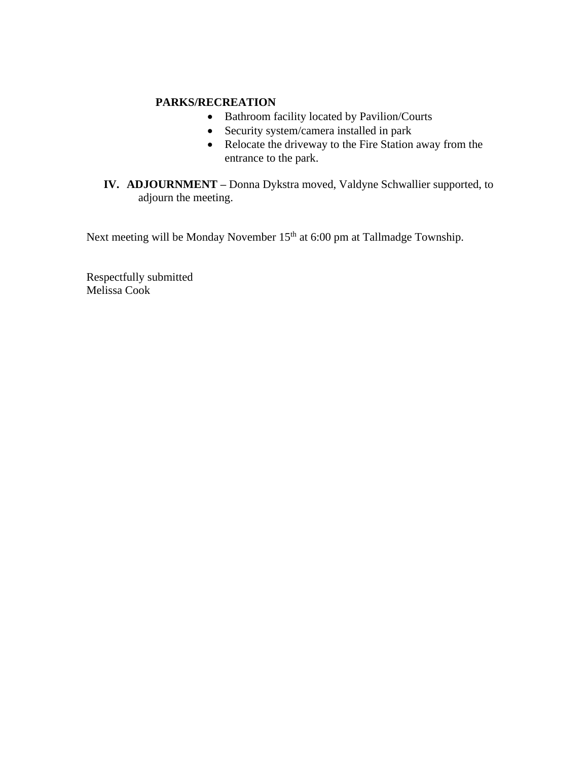**PARKS/RECREATION**

- Bathroom facility located by Pavilion/Courts
- Security system/camera installed in park
- Relocate the driveway to the Fire Station away from the entrance to the park.

**IV. ADJOURNMENT –** Donna Dykstra moved, Valdyne Schwallier supported, to adjourn the meeting.

Next meeting will be Monday November 15th at 6:00 pm at Tallmadge Township.

Respectfully submitted
Melissa Cook